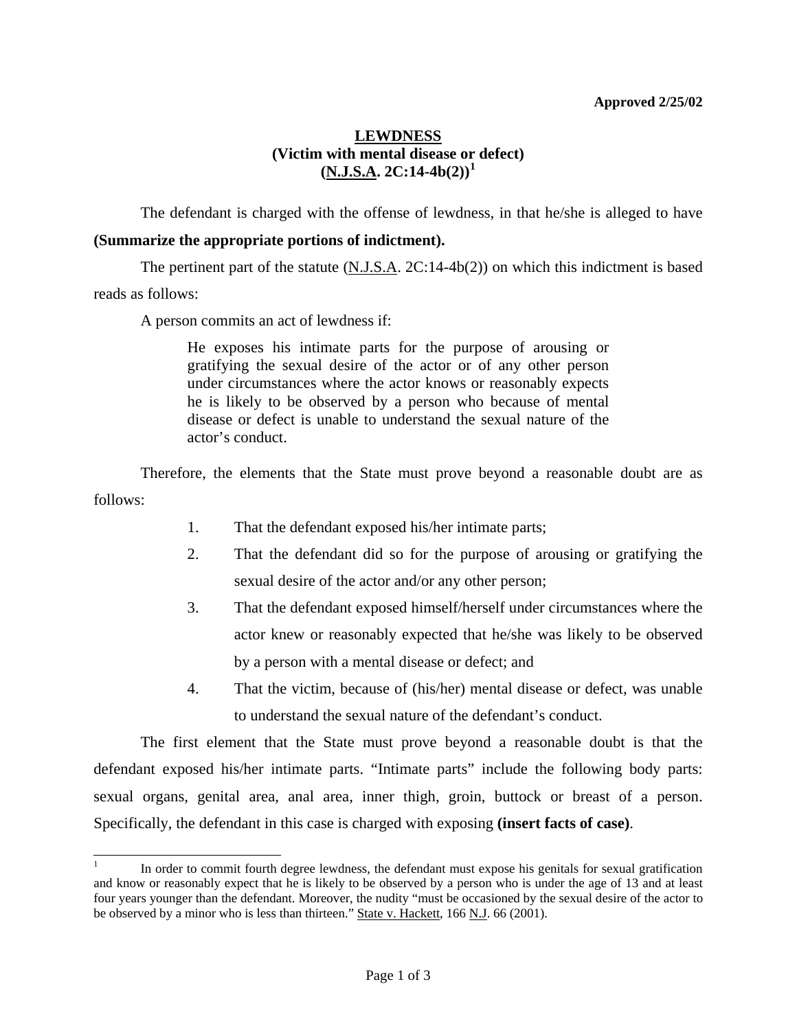**Approved 2/25/02**

# LEWDNESS
## (Victim with mental disease or defect)
## (N.J.S.A. 2C:14-4b(2))[1]

The defendant is charged with the offense of lewdness, in that he/she is alleged to have **(Summarize the appropriate portions of indictment).**

The pertinent part of the statute (N.J.S.A. 2C:14-4b(2)) on which this indictment is based reads as follows:

A person commits an act of lewdness if:

> He exposes his intimate parts for the purpose of arousing or gratifying the sexual desire of the actor or of any other person under circumstances where the actor knows or reasonably expects he is likely to be observed by a person who because of mental disease or defect is unable to understand the sexual nature of the actor's conduct.

Therefore, the elements that the State must prove beyond a reasonable doubt are as follows:

1. That the defendant exposed his/her intimate parts;
2. That the defendant did so for the purpose of arousing or gratifying the sexual desire of the actor and/or any other person;
3. That the defendant exposed himself/herself under circumstances where the actor knew or reasonably expected that he/she was likely to be observed by a person with a mental disease or defect; and
4. That the victim, because of (his/her) mental disease or defect, was unable to understand the sexual nature of the defendant's conduct.

The first element that the State must prove beyond a reasonable doubt is that the defendant exposed his/her intimate parts. "Intimate parts" include the following body parts: sexual organs, genital area, anal area, inner thigh, groin, buttock or breast of a person. Specifically, the defendant in this case is charged with exposing **(insert facts of case)**.

---

[1] In order to commit fourth degree lewdness, the defendant must expose his genitals for sexual gratification and know or reasonably expect that he is likely to be observed by a person who is under the age of 13 and at least four years younger than the defendant. Moreover, the nudity "must be occasioned by the sexual desire of the actor to be observed by a minor who is less than thirteen." State v. Hackett, 166 N.J. 66 (2001).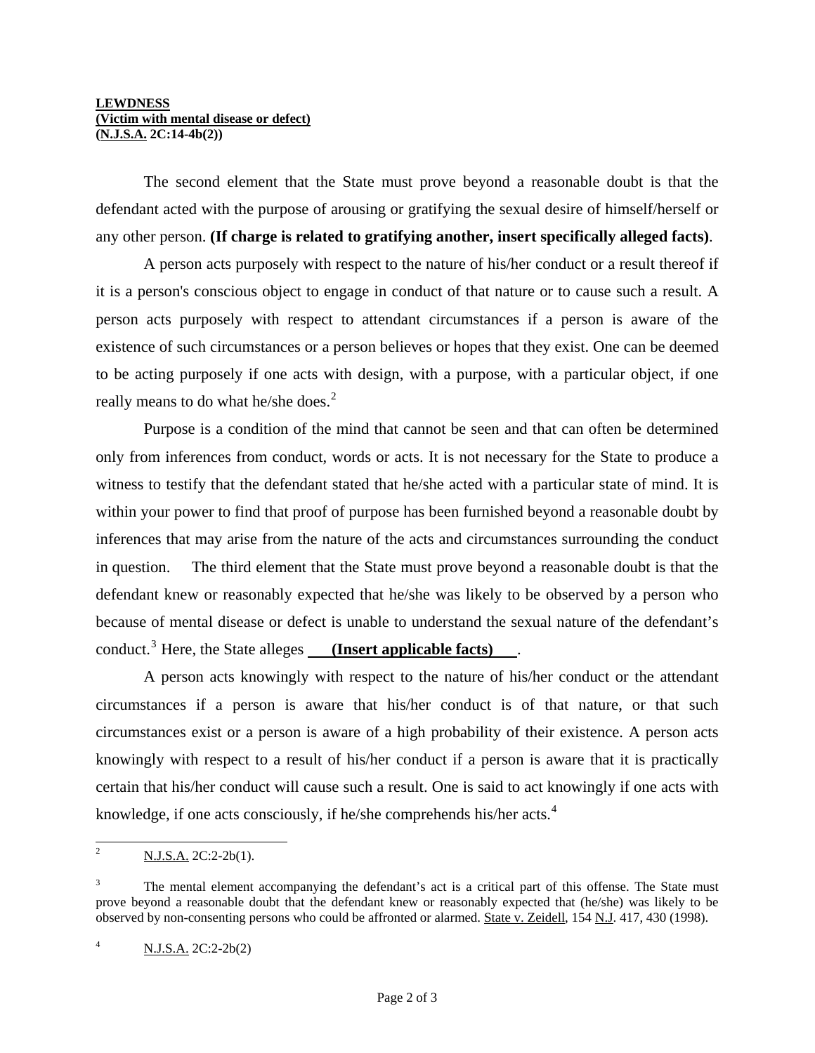**LEWDNESS**
**(Victim with mental disease or defect)**
**(N.J.S.A. 2C:14-4b(2))**

The second element that the State must prove beyond a reasonable doubt is that the defendant acted with the purpose of arousing or gratifying the sexual desire of himself/herself or any other person. **(If charge is related to gratifying another, insert specifically alleged facts)**.

A person acts purposely with respect to the nature of his/her conduct or a result thereof if it is a person's conscious object to engage in conduct of that nature or to cause such a result. A person acts purposely with respect to attendant circumstances if a person is aware of the existence of such circumstances or a person believes or hopes that they exist. One can be deemed to be acting purposely if one acts with design, with a purpose, with a particular object, if one really means to do what he/she does.[2]

Purpose is a condition of the mind that cannot be seen and that can often be determined only from inferences from conduct, words or acts. It is not necessary for the State to produce a witness to testify that the defendant stated that he/she acted with a particular state of mind. It is within your power to find that proof of purpose has been furnished beyond a reasonable doubt by inferences that may arise from the nature of the acts and circumstances surrounding the conduct in question. The third element that the State must prove beyond a reasonable doubt is that the defendant knew or reasonably expected that he/she was likely to be observed by a person who because of mental disease or defect is unable to understand the sexual nature of the defendant's conduct.[3] Here, the State alleges **(Insert applicable facts)** .

A person acts knowingly with respect to the nature of his/her conduct or the attendant circumstances if a person is aware that his/her conduct is of that nature, or that such circumstances exist or a person is aware of a high probability of their existence. A person acts knowingly with respect to a result of his/her conduct if a person is aware that it is practically certain that his/her conduct will cause such a result. One is said to act knowingly if one acts with knowledge, if one acts consciously, if he/she comprehends his/her acts.[4]

---

[2] N.J.S.A. 2C:2-2b(1).

[3] The mental element accompanying the defendant's act is a critical part of this offense. The State must prove beyond a reasonable doubt that the defendant knew or reasonably expected that (he/she) was likely to be observed by non-consenting persons who could be affronted or alarmed. State v. Zeidell, 154 N.J. 417, 430 (1998).

[4] N.J.S.A. 2C:2-2b(2)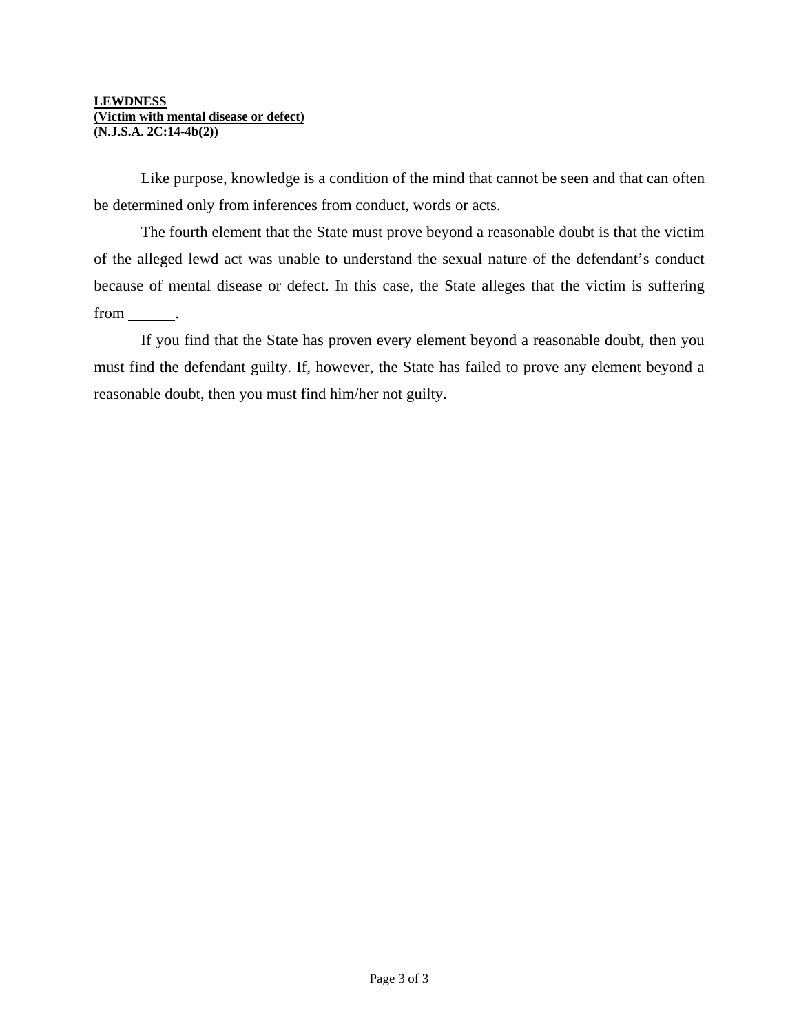Like purpose, knowledge is a condition of the mind that cannot be seen and that can often be determined only from inferences from conduct, words or acts.

The fourth element that the State must prove beyond a reasonable doubt is that the victim of the alleged lewd act was unable to understand the sexual nature of the defendant's conduct because of mental disease or defect. In this case, the State alleges that the victim is suffering from ______.

If you find that the State has proven every element beyond a reasonable doubt, then you must find the defendant guilty. If, however, the State has failed to prove any element beyond a reasonable doubt, then you must find him/her not guilty.